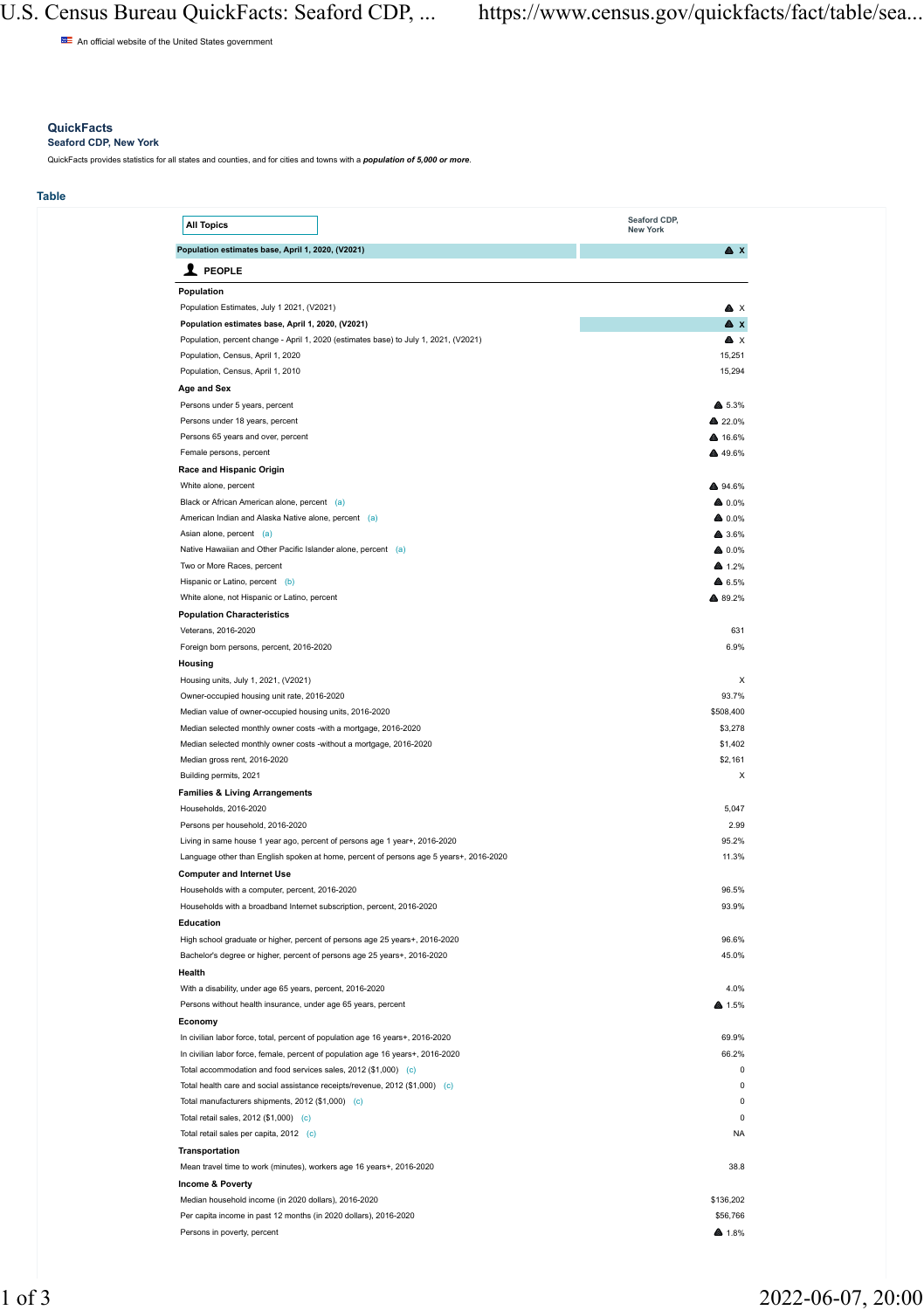An official website of the United States government

# QuickFacts

## Seaford CDP, New York

QuickFacts provides statistics for all states and counties, and for cities and towns with a ***population of 5,000 or more***.

## Table

| All Topics | Seaford CDP, New York |
|---|---|
| **Population estimates base, April 1, 2020, (V2021)** | **X** |
| **PEOPLE** | |
| **Population** | |
| Population Estimates, July 1 2021, (V2021) | X |
| **Population estimates base, April 1, 2020, (V2021)** | **X** |
| Population, percent change - April 1, 2020 (estimates base) to July 1, 2021, (V2021) | X |
| Population, Census, April 1, 2020 | 15,251 |
| Population, Census, April 1, 2010 | 15,294 |
| **Age and Sex** | |
| Persons under 5 years, percent | 5.3% |
| Persons under 18 years, percent | 22.0% |
| Persons 65 years and over, percent | 16.6% |
| Female persons, percent | 49.6% |
| **Race and Hispanic Origin** | |
| White alone, percent | 94.6% |
| Black or African American alone, percent (a) | 0.0% |
| American Indian and Alaska Native alone, percent (a) | 0.0% |
| Asian alone, percent (a) | 3.6% |
| Native Hawaiian and Other Pacific Islander alone, percent (a) | 0.0% |
| Two or More Races, percent | 1.2% |
| Hispanic or Latino, percent (b) | 6.5% |
| White alone, not Hispanic or Latino, percent | 89.2% |
| **Population Characteristics** | |
| Veterans, 2016-2020 | 631 |
| Foreign born persons, percent, 2016-2020 | 6.9% |
| **Housing** | |
| Housing units, July 1, 2021, (V2021) | X |
| Owner-occupied housing unit rate, 2016-2020 | 93.7% |
| Median value of owner-occupied housing units, 2016-2020 | $508,400 |
| Median selected monthly owner costs -with a mortgage, 2016-2020 | $3,278 |
| Median selected monthly owner costs -without a mortgage, 2016-2020 | $1,402 |
| Median gross rent, 2016-2020 | $2,161 |
| Building permits, 2021 | X |
| **Families & Living Arrangements** | |
| Households, 2016-2020 | 5,047 |
| Persons per household, 2016-2020 | 2.99 |
| Living in same house 1 year ago, percent of persons age 1 year+, 2016-2020 | 95.2% |
| Language other than English spoken at home, percent of persons age 5 years+, 2016-2020 | 11.3% |
| **Computer and Internet Use** | |
| Households with a computer, percent, 2016-2020 | 96.5% |
| Households with a broadband Internet subscription, percent, 2016-2020 | 93.9% |
| **Education** | |
| High school graduate or higher, percent of persons age 25 years+, 2016-2020 | 96.6% |
| Bachelor's degree or higher, percent of persons age 25 years+, 2016-2020 | 45.0% |
| **Health** | |
| With a disability, under age 65 years, percent, 2016-2020 | 4.0% |
| Persons without health insurance, under age 65 years, percent | 1.5% |
| **Economy** | |
| In civilian labor force, total, percent of population age 16 years+, 2016-2020 | 69.9% |
| In civilian labor force, female, percent of population age 16 years+, 2016-2020 | 66.2% |
| Total accommodation and food services sales, 2012 ($1,000) (c) | 0 |
| Total health care and social assistance receipts/revenue, 2012 ($1,000) (c) | 0 |
| Total manufacturers shipments, 2012 ($1,000) (c) | 0 |
| Total retail sales, 2012 ($1,000) (c) | 0 |
| Total retail sales per capita, 2012 (c) | NA |
| **Transportation** | |
| Mean travel time to work (minutes), workers age 16 years+, 2016-2020 | 38.8 |
| **Income & Poverty** | |
| Median household income (in 2020 dollars), 2016-2020 | $136,202 |
| Per capita income in past 12 months (in 2020 dollars), 2016-2020 | $56,766 |
| Persons in poverty, percent | 1.8% |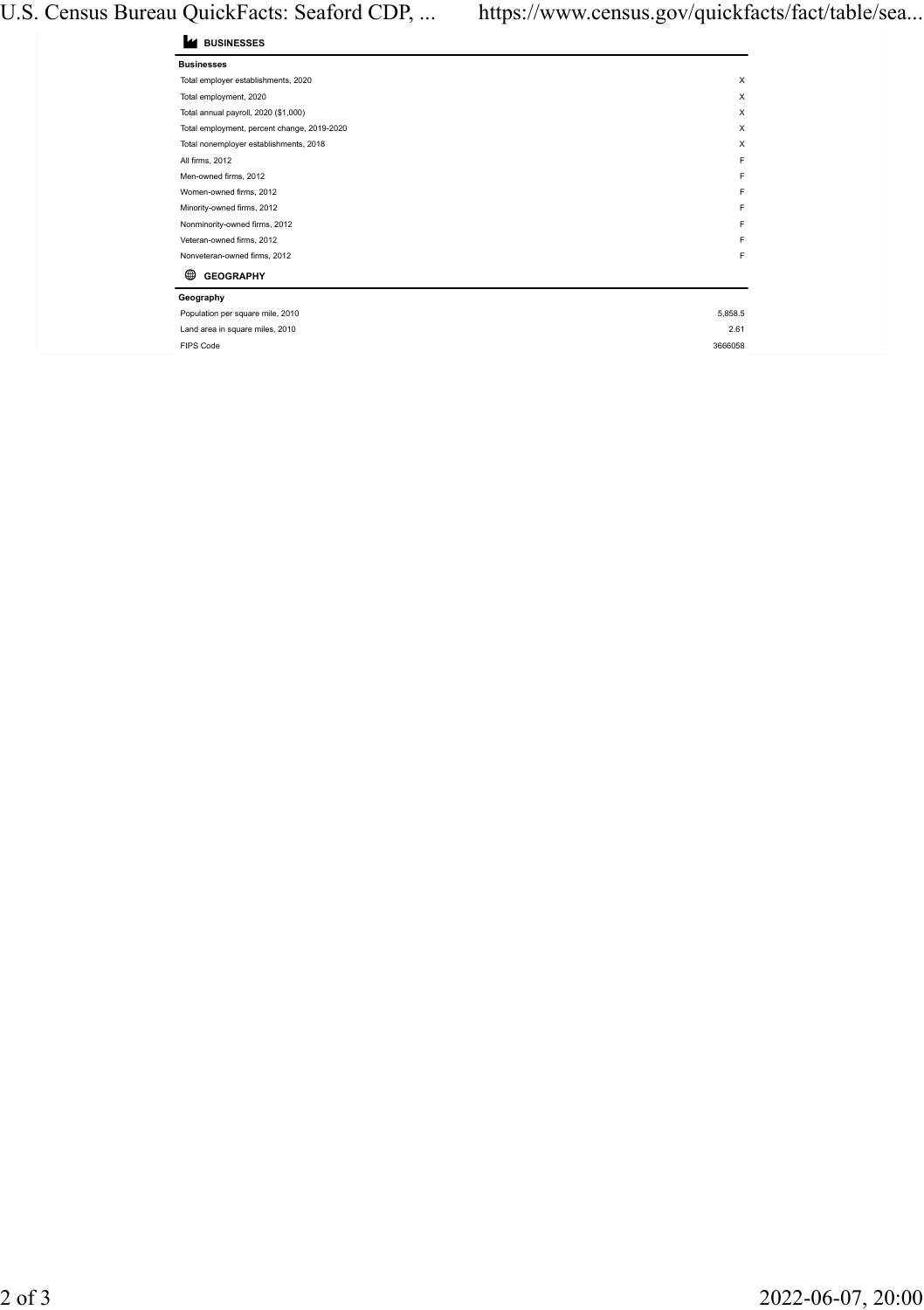## BUSINESSES

| Businesses | |
|---|---|
| Total employer establishments, 2020 | X |
| Total employment, 2020 | X |
| Total annual payroll, 2020 ($1,000) | X |
| Total employment, percent change, 2019-2020 | X |
| Total nonemployer establishments, 2018 | X |
| All firms, 2012 | F |
| Men-owned firms, 2012 | F |
| Women-owned firms, 2012 | F |
| Minority-owned firms, 2012 | F |
| Nonminority-owned firms, 2012 | F |
| Veteran-owned firms, 2012 | F |
| Nonveteran-owned firms, 2012 | F |

## GEOGRAPHY

| Geography | |
|---|---|
| Population per square mile, 2010 | 5,858.5 |
| Land area in square miles, 2010 | 2.61 |
| FIPS Code | 3666058 |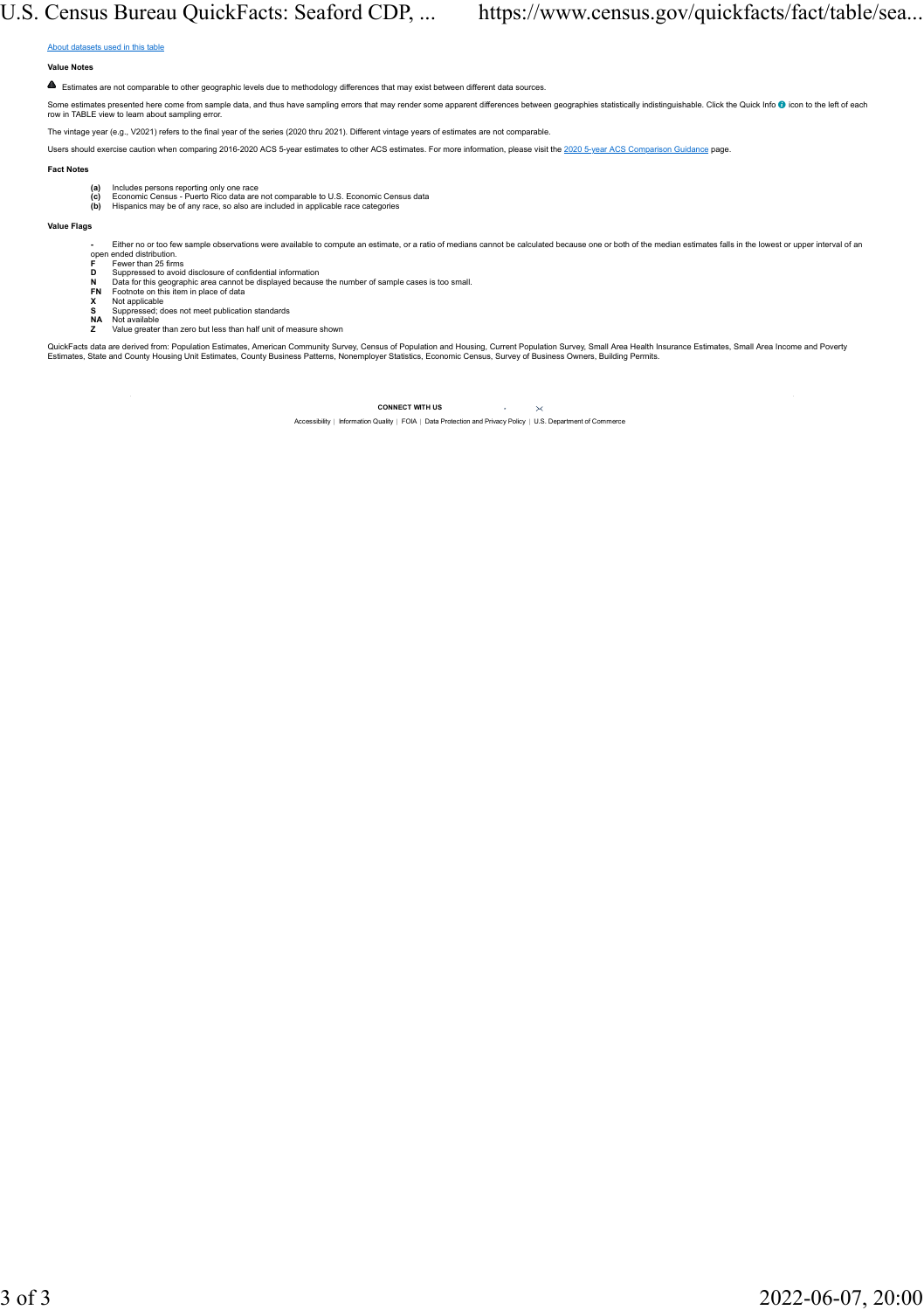About datasets used in this table

**Value Notes**

Estimates are not comparable to other geographic levels due to methodology differences that may exist between different data sources.

Some estimates presented here come from sample data, and thus have sampling errors that may render some apparent differences between geographies statistically indistinguishable. Click the Quick Info icon to the left of each row in TABLE view to learn about sampling error.

The vintage year (e.g., V2021) refers to the final year of the series (2020 thru 2021). Different vintage years of estimates are not comparable.

Users should exercise caution when comparing 2016-2020 ACS 5-year estimates to other ACS estimates. For more information, please visit the 2020 5-year ACS Comparison Guidance page.

**Fact Notes**

- **(a)** Includes persons reporting only one race
- **(c)** Economic Census - Puerto Rico data are not comparable to U.S. Economic Census data
- **(b)** Hispanics may be of any race, so also are included in applicable race categories

**Value Flags**

- **-** Either no or too few sample observations were available to compute an estimate, or a ratio of medians cannot be calculated because one or both of the median estimates falls in the lowest or upper interval of an open ended distribution.
- **F** Fewer than 25 firms
- **D** Suppressed to avoid disclosure of confidential information
- **N** Data for this geographic area cannot be displayed because the number of sample cases is too small.
- **FN** Footnote on this item in place of data
- **X** Not applicable
- **S** Suppressed; does not meet publication standards
- **NA** Not available
- **Z** Value greater than zero but less than half unit of measure shown

QuickFacts data are derived from: Population Estimates, American Community Survey, Census of Population and Housing, Current Population Survey, Small Area Health Insurance Estimates, Small Area Income and Poverty Estimates, State and County Housing Unit Estimates, County Business Patterns, Nonemployer Statistics, Economic Census, Survey of Business Owners, Building Permits.

**CONNECT WITH US**

Accessibility | Information Quality | FOIA | Data Protection and Privacy Policy | U.S. Department of Commerce